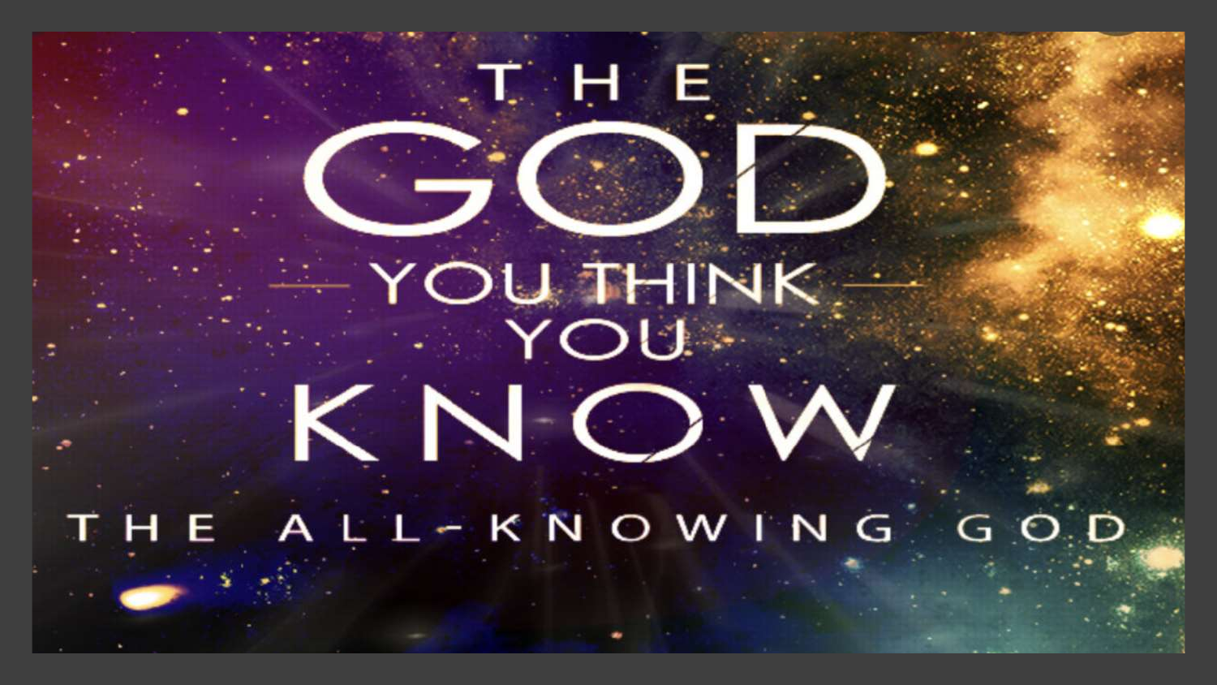# THE GOD YOU THINK YOU KNOW

## THE ALL-KNOWING GOD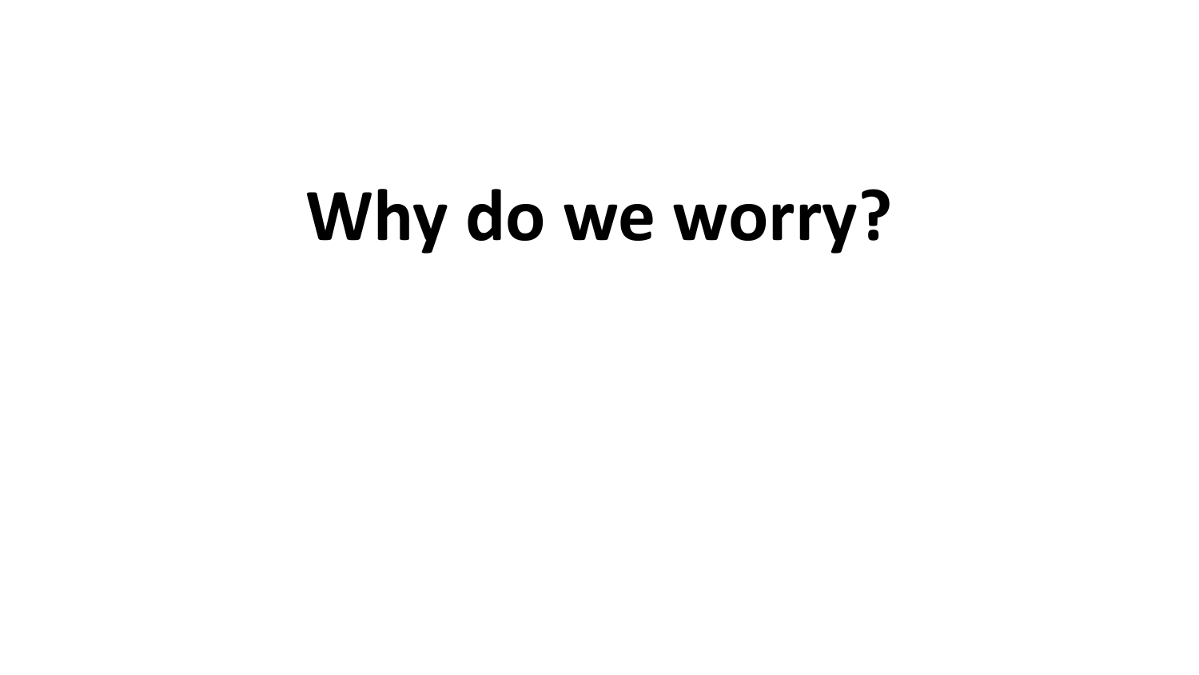# Why do we worry?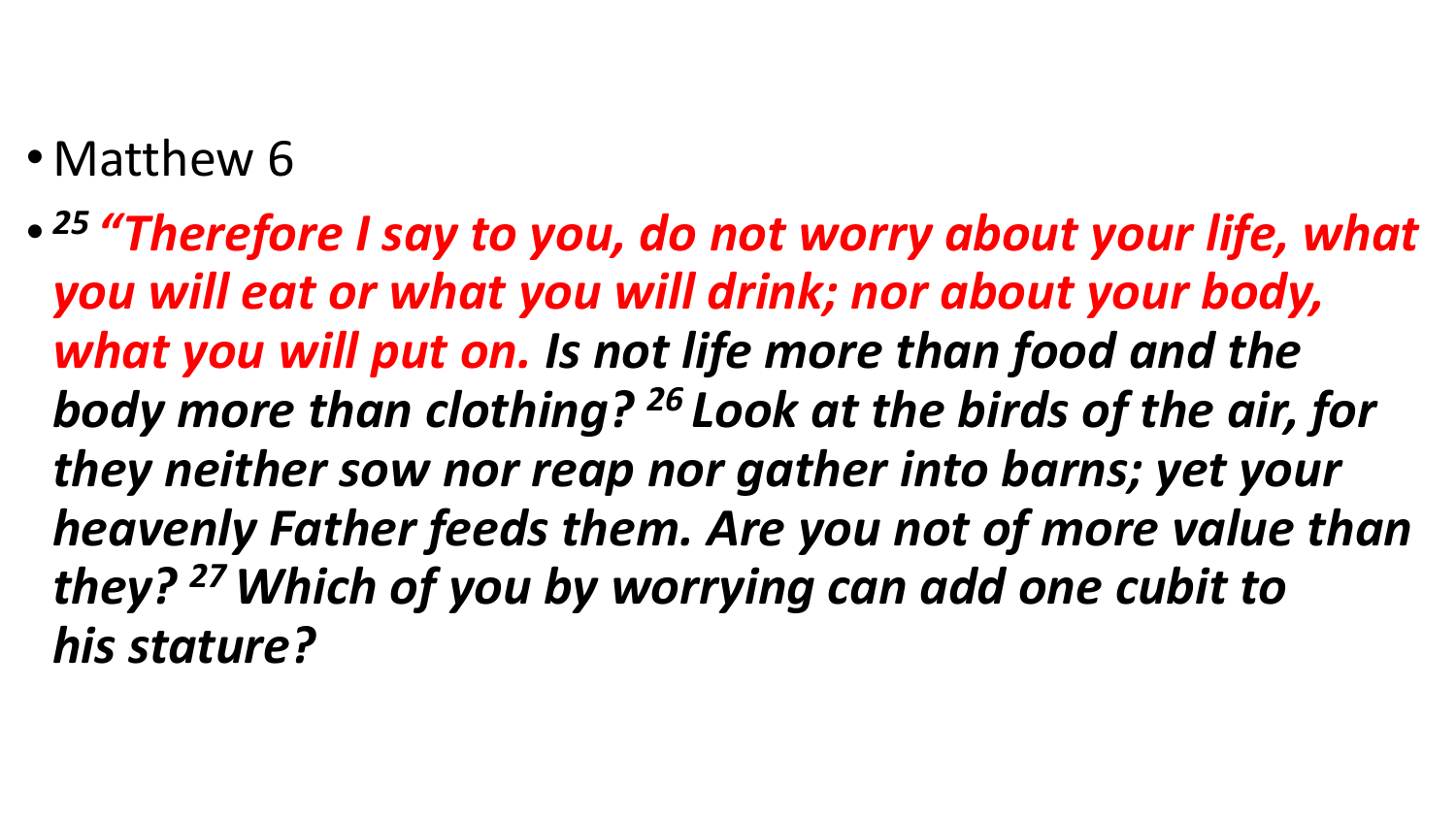- Matthew 6
- ***25 "Therefore I say to you, do not worry about your life, what you will eat or what you will drink; nor about your body, what you will put on.** Is not life more than food and the body more than clothing? 26 Look at the birds of the air, for they neither sow nor reap nor gather into barns; yet your heavenly Father feeds them. Are you not of more value than they? 27 Which of you by worrying can add one cubit to his stature?*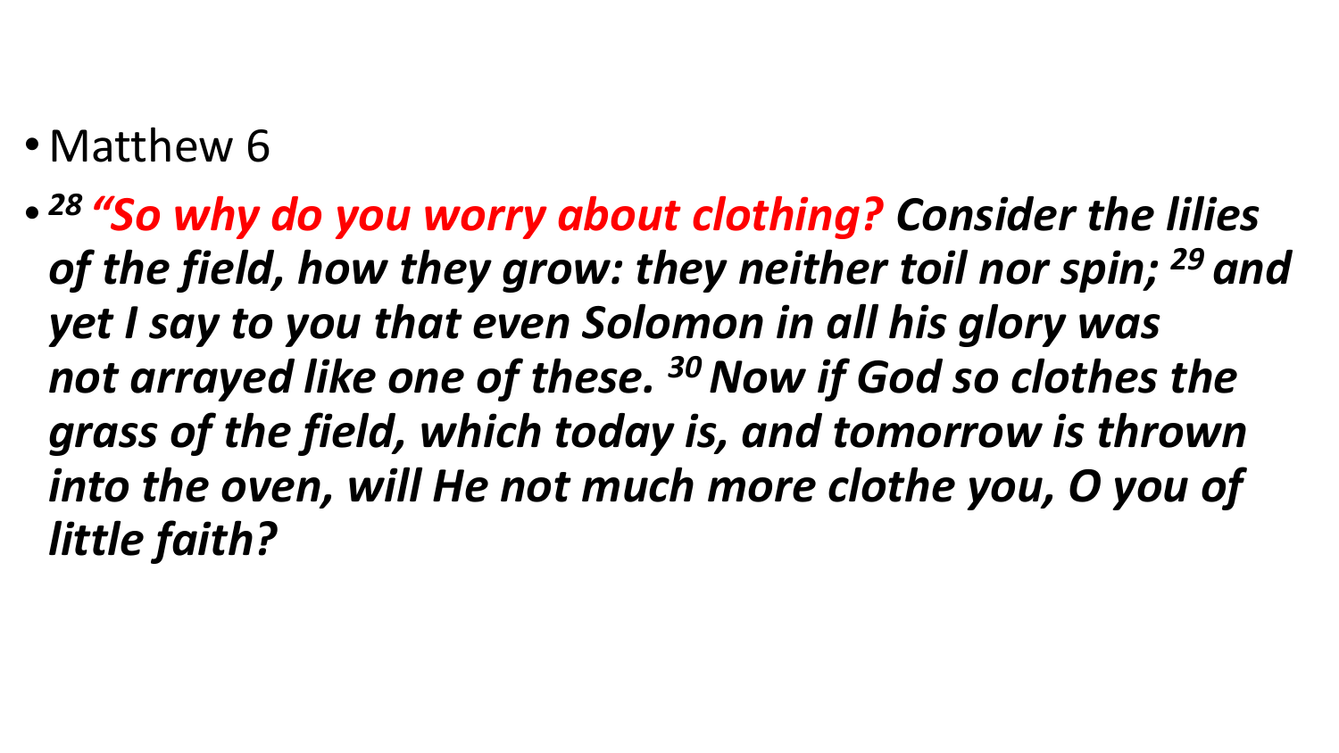- Matthew 6
- ***[28] "So why do you worry about clothing? Consider the lilies of the field, how they grow: they neither toil nor spin; [29] and yet I say to you that even Solomon in all his glory was not arrayed like one of these. [30] Now if God so clothes the grass of the field, which today is, and tomorrow is thrown into the oven, will He not much more clothe you, O you of little faith?***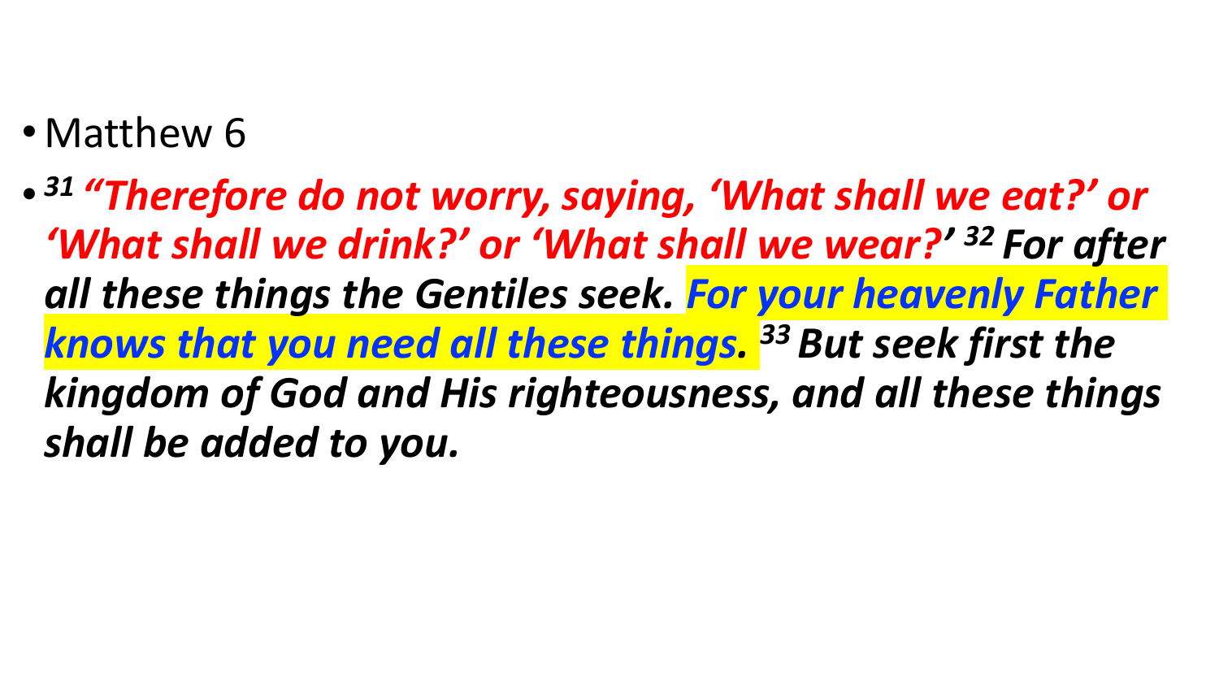- Matthew 6
- *[31] "Therefore do not worry, saying, 'What shall we eat?' or 'What shall we drink?' or 'What shall we wear?' [32] For after all these things the Gentiles seek. For your heavenly Father knows that you need all these things. [33] But seek first the kingdom of God and His righteousness, and all these things shall be added to you.*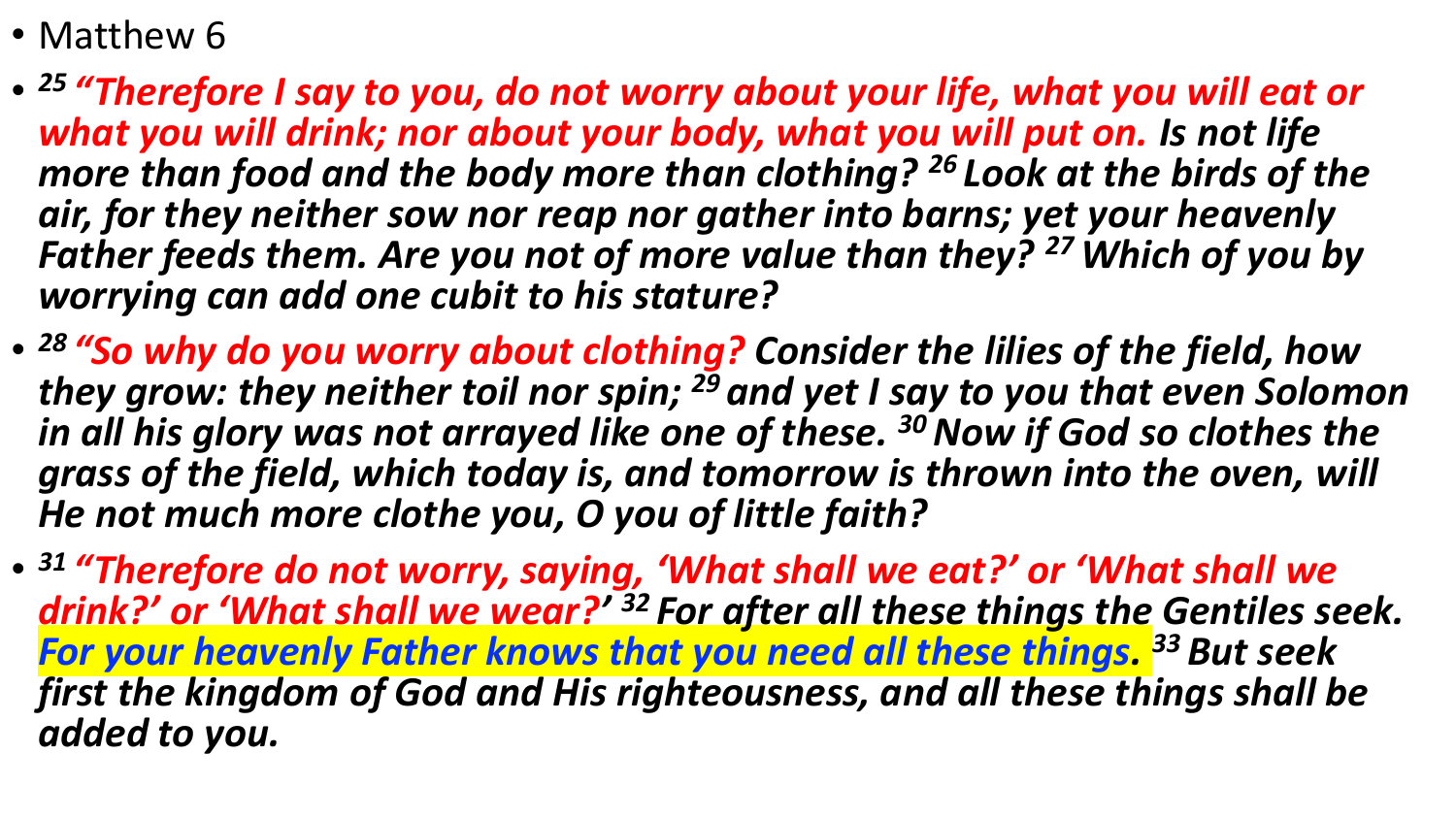- Matthew 6
- ***[25] "Therefore I say to you, do not worry about your life, what you will eat or what you will drink; nor about your body, what you will put on. Is not life more than food and the body more than clothing? [26] Look at the birds of the air, for they neither sow nor reap nor gather into barns; yet your heavenly Father feeds them. Are you not of more value than they? [27] Which of you by worrying can add one cubit to his stature?***
- ***[28] "So why do you worry about clothing? Consider the lilies of the field, how they grow: they neither toil nor spin; [29] and yet I say to you that even Solomon in all his glory was not arrayed like one of these. [30] Now if God so clothes the grass of the field, which today is, and tomorrow is thrown into the oven, will He not much more clothe you, O you of little faith?***
- ***[31] "Therefore do not worry, saying, 'What shall we eat?' or 'What shall we drink?' or 'What shall we wear?' [32] For after all these things the Gentiles seek. For your heavenly Father knows that you need all these things. [33] But seek first the kingdom of God and His righteousness, and all these things shall be added to you.***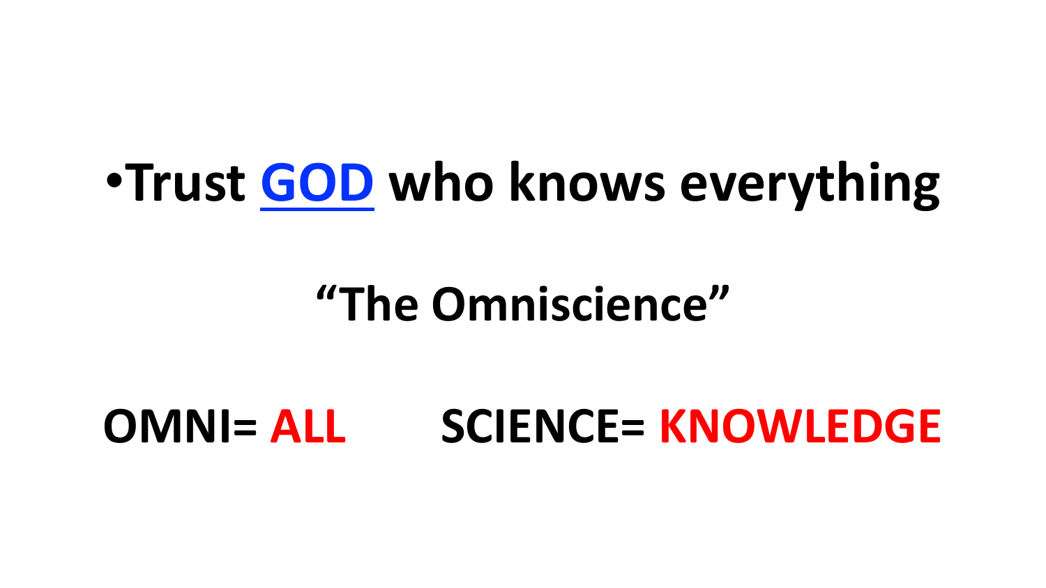- **Trust GOD who knows everything**

**“The Omniscience”**

**OMNI= ALL SCIENCE= KNOWLEDGE**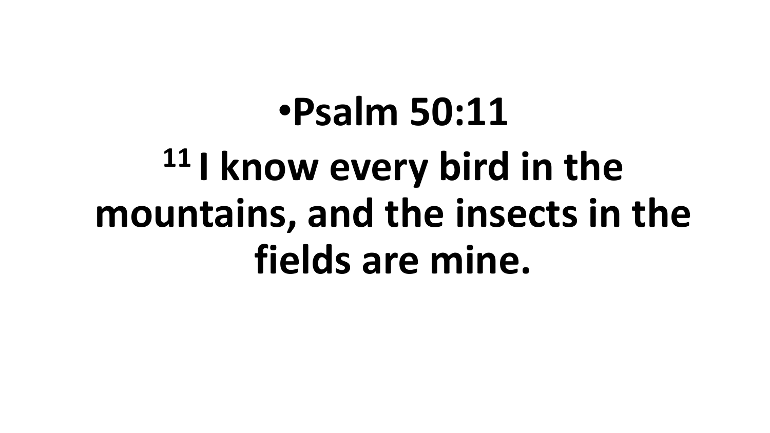- **Psalm 50:11**

**[11] I know every bird in the mountains, and the insects in the fields are mine.**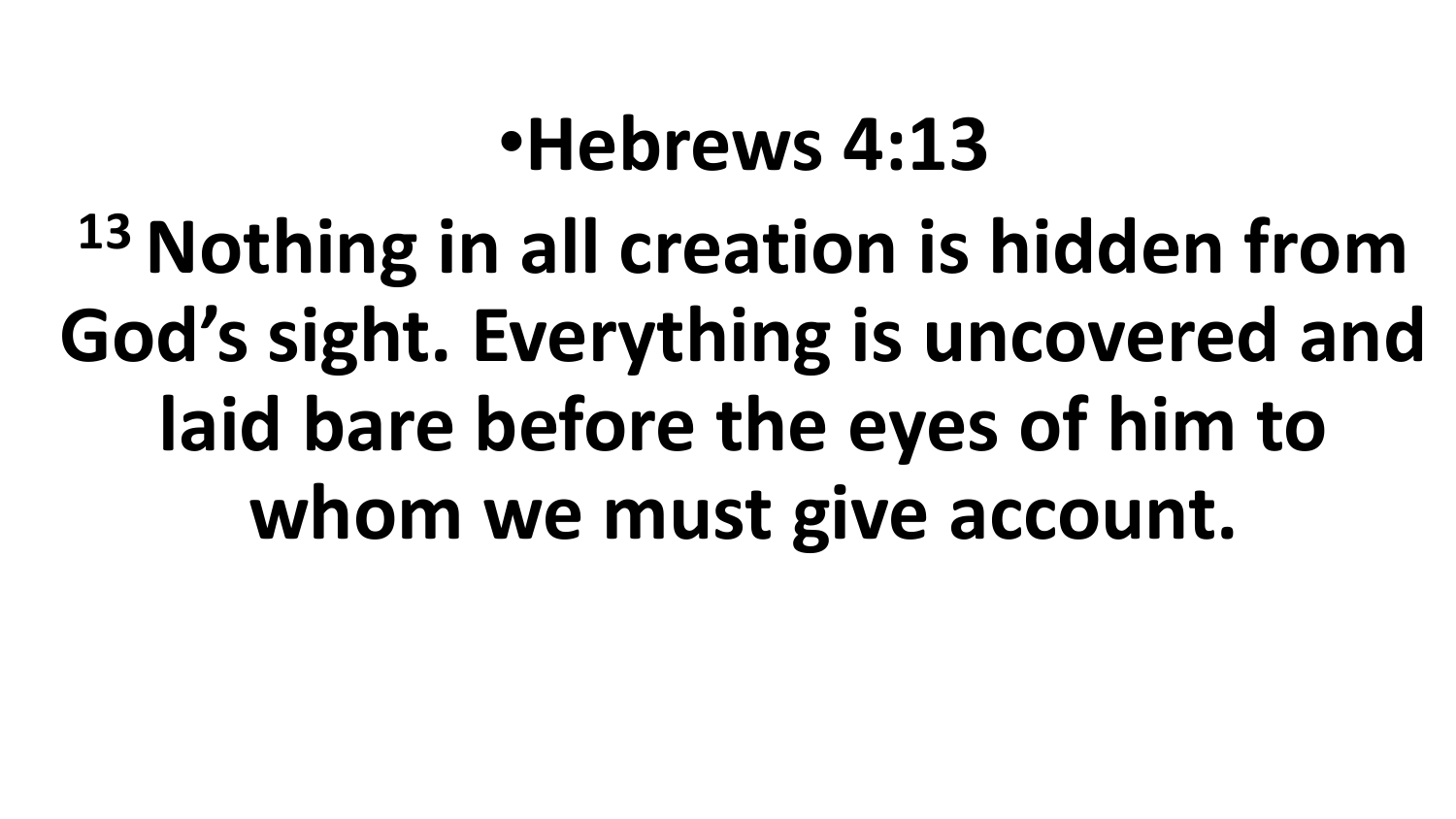- **Hebrews 4:13**

**[13] Nothing in all creation is hidden from God's sight. Everything is uncovered and laid bare before the eyes of him to whom we must give account.**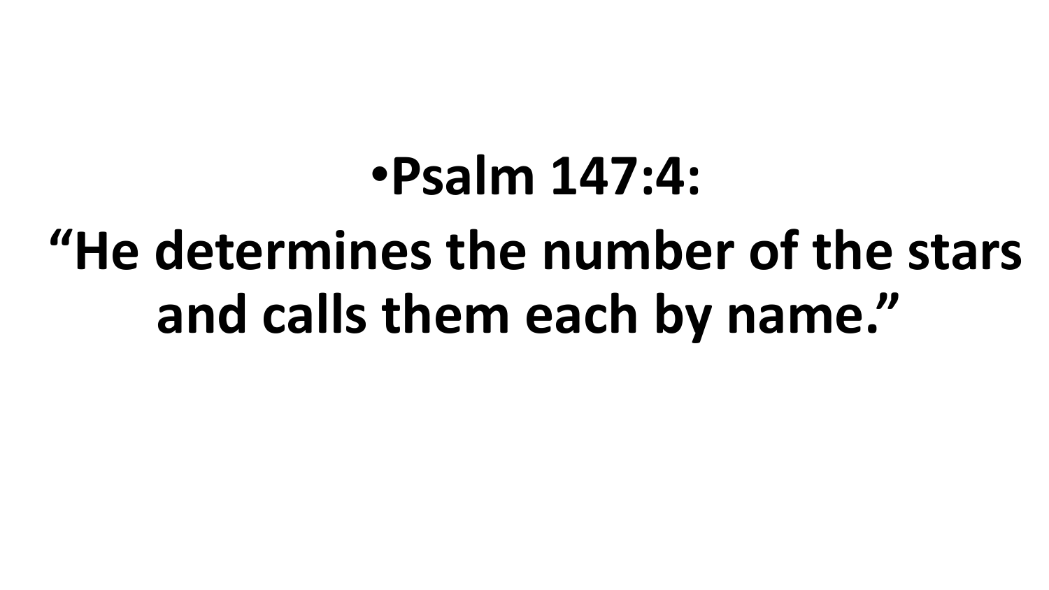- **Psalm 147:4:**

**“He determines the number of the stars and calls them each by name.”**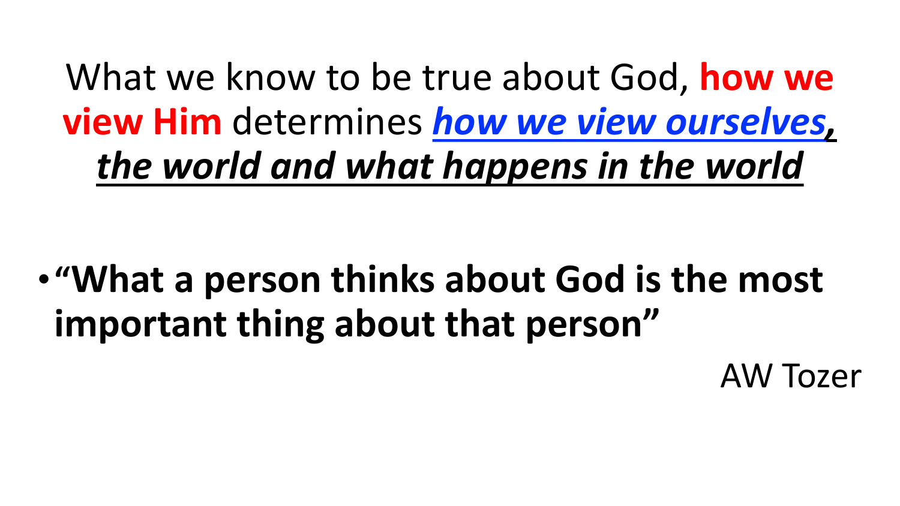What we know to be true about God, **how we view Him** determines ***how we view ourselves, the world and what happens in the world***

- **"What a person thinks about God is the most important thing about that person"**

AW Tozer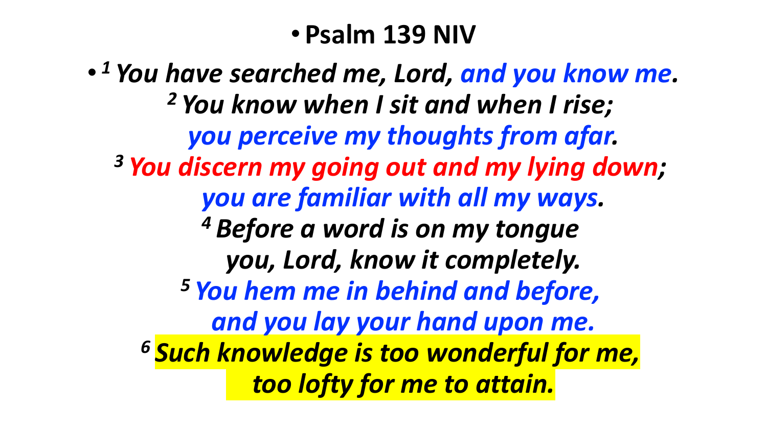- **Psalm 139 NIV**

- ***[1] You have searched me, Lord, and you know me.***
***[2] You know when I sit and when I rise;***
***you perceive my thoughts from afar.***
***[3] You discern my going out and my lying down;***
***you are familiar with all my ways.***
***[4] Before a word is on my tongue***
***you, Lord, know it completely.***
***[5] You hem me in behind and before,***
***and you lay your hand upon me.***
***[6] Such knowledge is too wonderful for me,***
***too lofty for me to attain.***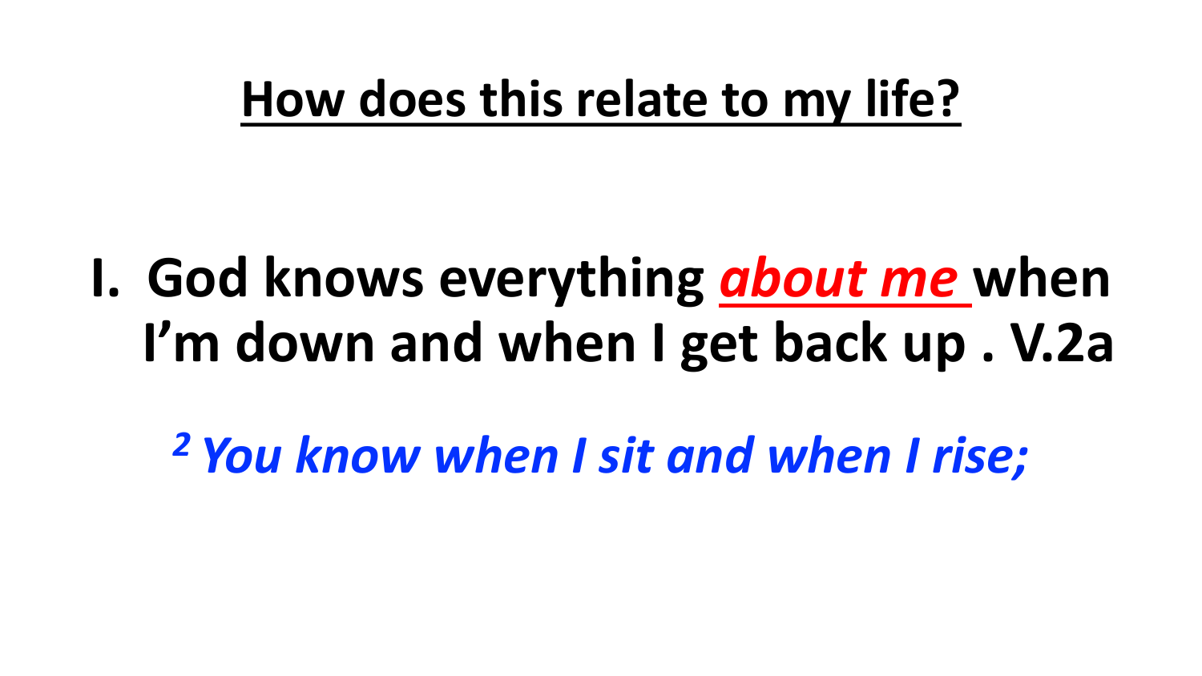# <u>How does this relate to my life?</u>

**I. God knows everything *<u>about me</u>* when I'm down and when I get back up . V.2a**

*[2] You know when I sit and when I rise;*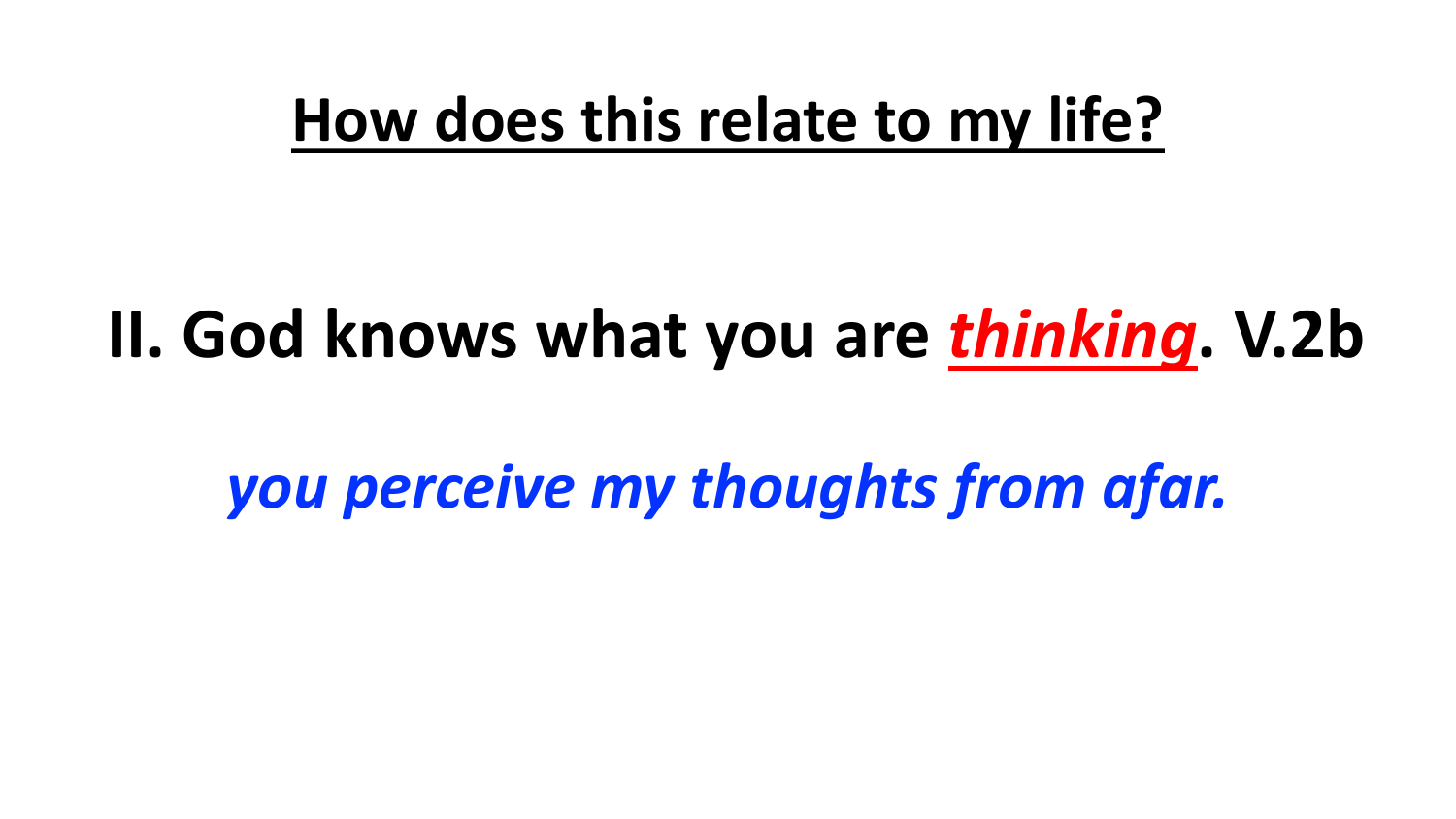# How does this relate to my life?

## II. God knows what you are ***thinking***. V.2b

*you perceive my thoughts from afar.*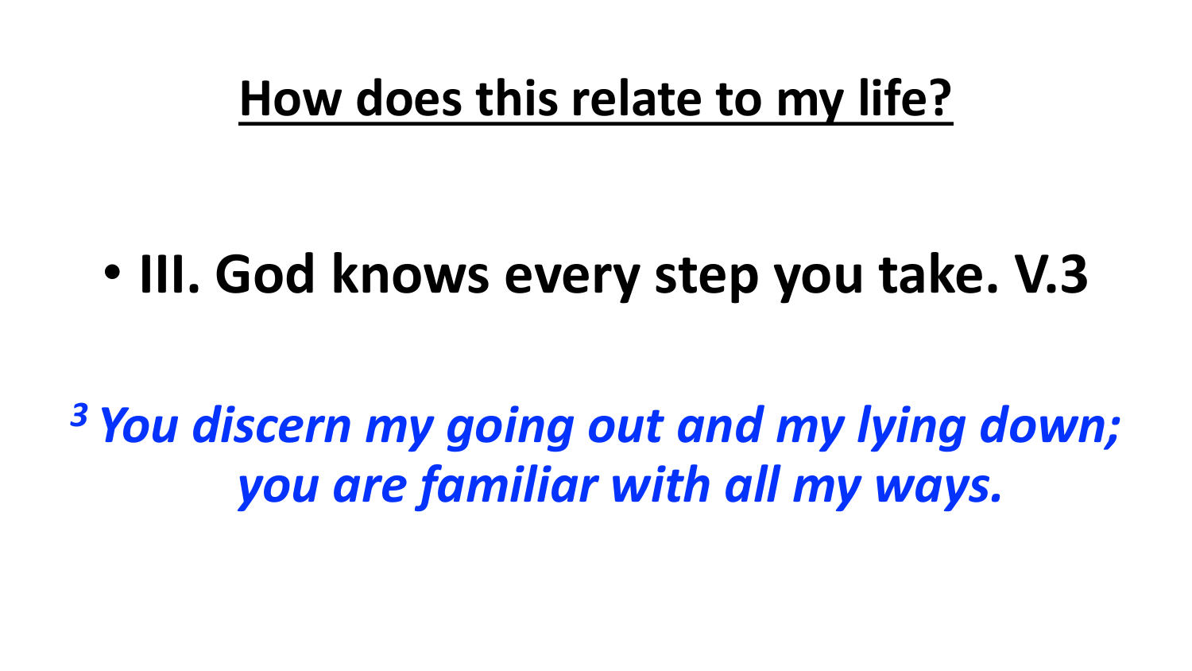# How does this relate to my life?

- **III. God knows every step you take. V.3**

***[3] You discern my going out and my lying down; you are familiar with all my ways.***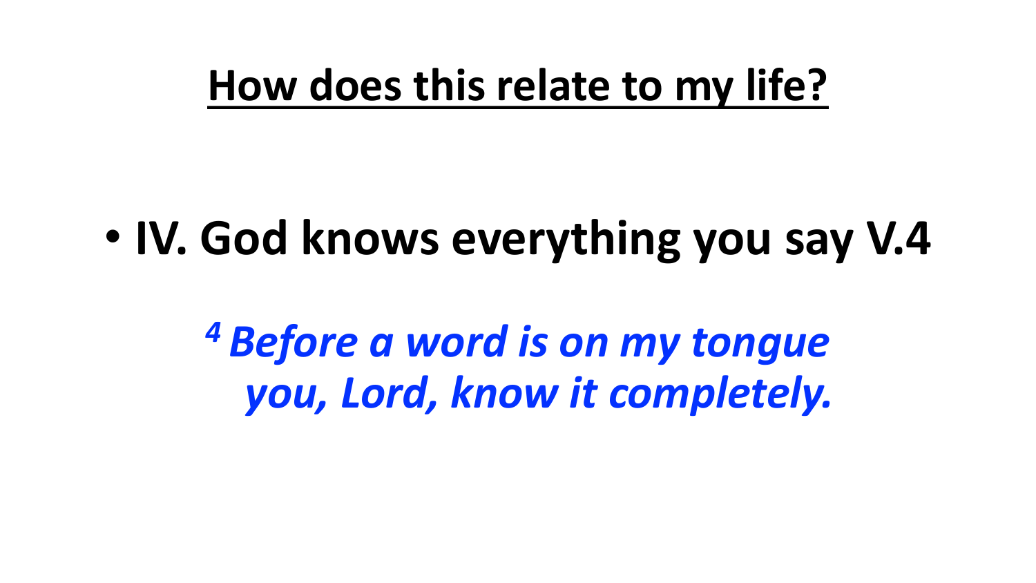# How does this relate to my life?

- **IV. God knows everything you say V.4**

*[4] Before a word is on my tongue*
*you, Lord, know it completely.*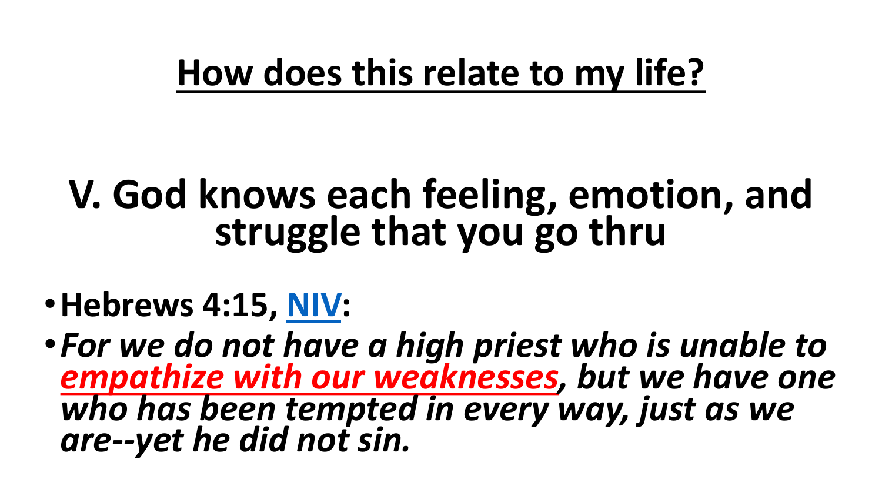# How does this relate to my life?

## V. God knows each feeling, emotion, and struggle that you go thru

- **Hebrews 4:15, NIV:**
- ***For we do not have a high priest who is unable to empathize with our weaknesses, but we have one who has been tempted in every way, just as we are--yet he did not sin.***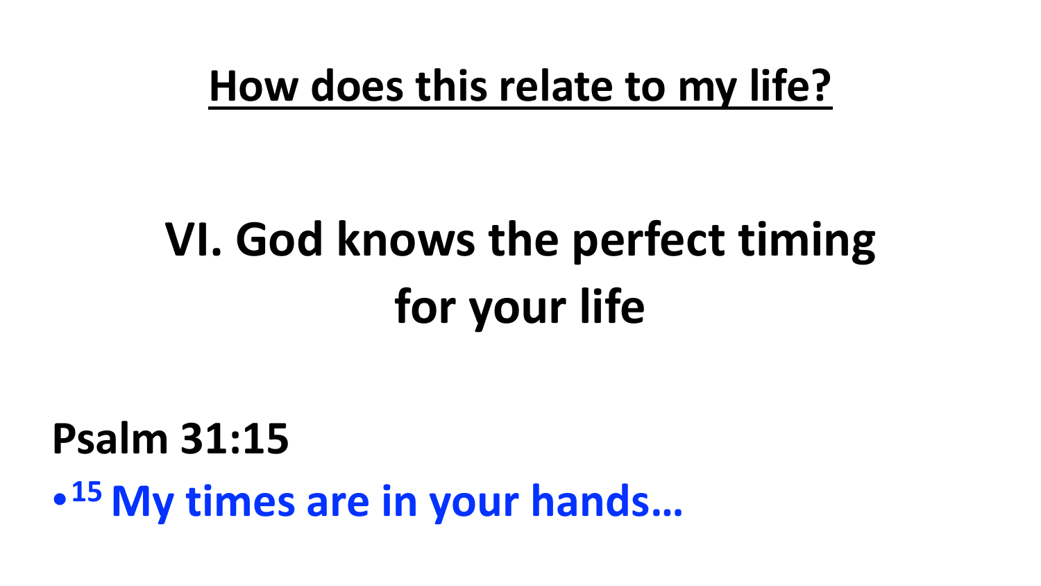## How does this relate to my life?

# VI. God knows the perfect timing for your life

**Psalm 31:15**

- **[15] My times are in your hands…**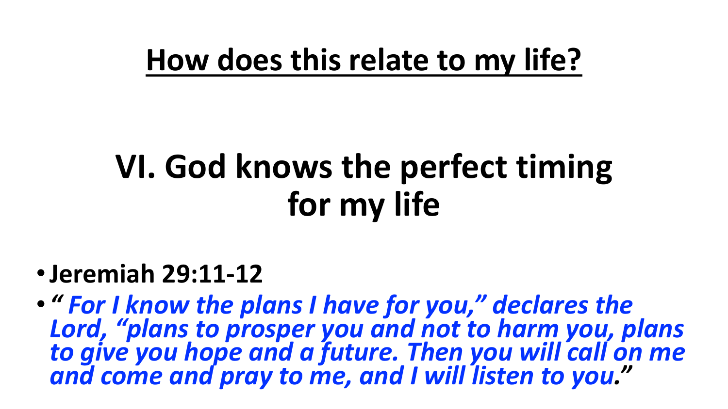# <u>How does this relate to my life?</u>

## VI. God knows the perfect timing for my life

- **Jeremiah 29:11-12**
- ***" For I know the plans I have for you," declares the Lord, "plans to prosper you and not to harm you, plans to give you hope and a future. Then you will call on me and come and pray to me, and I will listen to you."***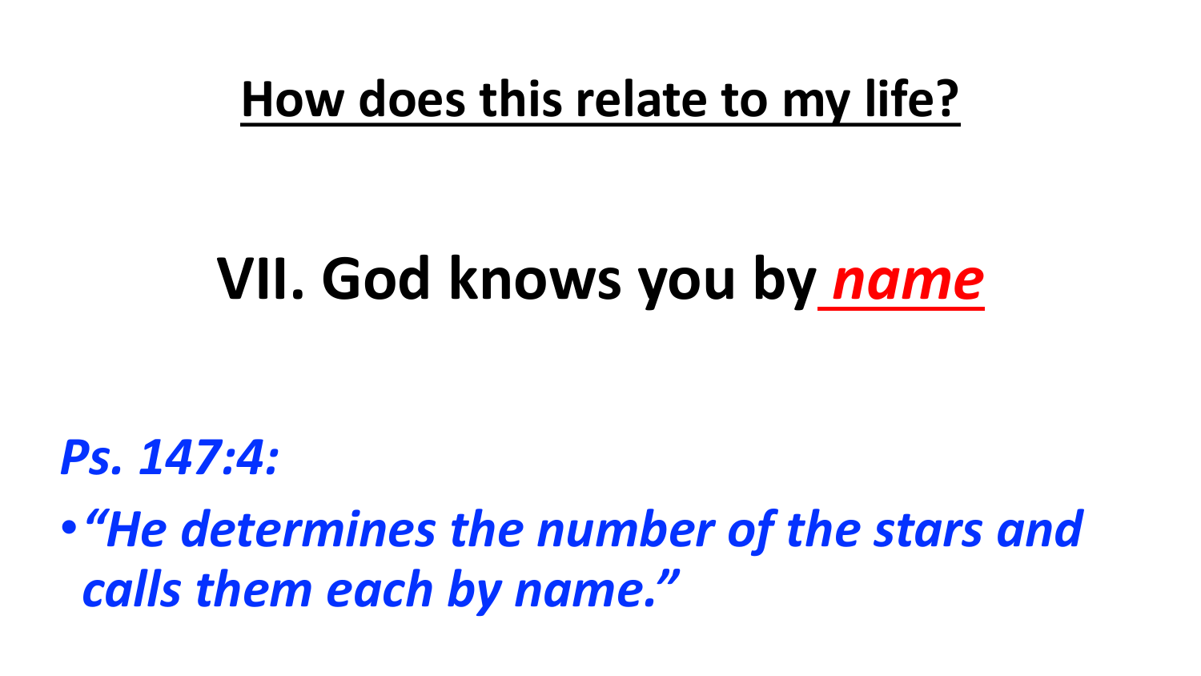# How does this relate to my life?

## VII. God knows you by ***name***

***Ps. 147:4:***

- ***"He determines the number of the stars and calls them each by name."***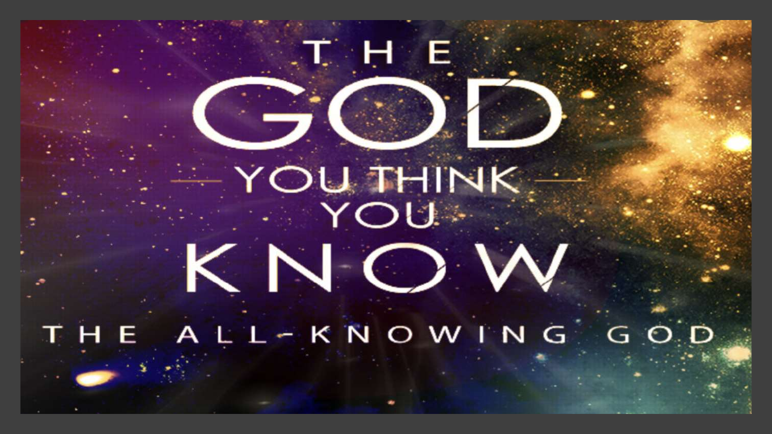# THE GOD YOU THINK YOU KNOW

THE ALL-KNOWING GOD